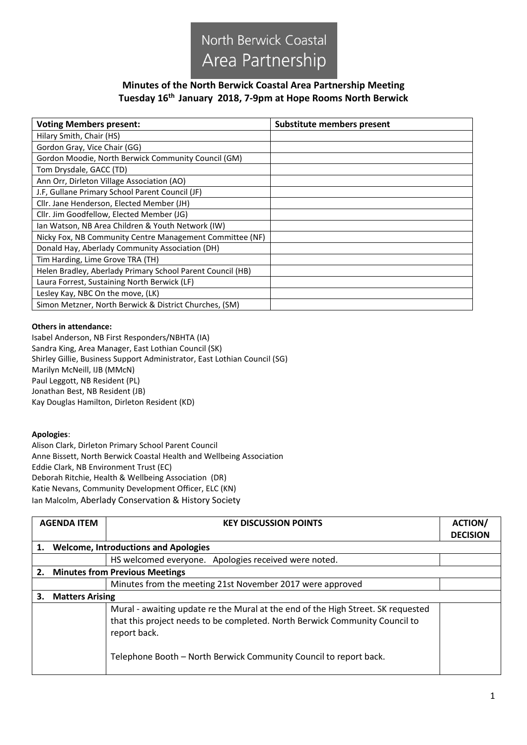North Berwick Coastal Area Partnership

# Minutes of the North Berwick Coastal Area Partnership Meeting
## Tuesday 16th January 2018, 7-9pm at Hope Rooms North Berwick

| Voting Members present: | Substitute members present |
|---|---|
| Hilary Smith, Chair (HS) | |
| Gordon Gray, Vice Chair (GG) | |
| Gordon Moodie, North Berwick Community Council (GM) | |
| Tom Drysdale, GACC (TD) | |
| Ann Orr, Dirleton Village Association (AO) | |
| J.F, Gullane Primary School Parent Council (JF) | |
| Cllr. Jane Henderson, Elected Member (JH) | |
| Cllr. Jim Goodfellow, Elected Member (JG) | |
| Ian Watson, NB Area Children & Youth Network (IW) | |
| Nicky Fox, NB Community Centre Management Committee (NF) | |
| Donald Hay, Aberlady Community Association (DH) | |
| Tim Harding, Lime Grove TRA (TH) | |
| Helen Bradley, Aberlady Primary School Parent Council (HB) | |
| Laura Forrest, Sustaining North Berwick (LF) | |
| Lesley Kay, NBC On the move, (LK) | |
| Simon Metzner, North Berwick & District Churches, (SM) | |

**Others in attendance:**

Isabel Anderson, NB First Responders/NBHTA (IA)
Sandra King, Area Manager, East Lothian Council (SK)
Shirley Gillie, Business Support Administrator, East Lothian Council (SG)
Marilyn McNeill, IJB (MMcN)
Paul Leggott, NB Resident (PL)
Jonathan Best, NB Resident (JB)
Kay Douglas Hamilton, Dirleton Resident (KD)

**Apologies**:

Alison Clark, Dirleton Primary School Parent Council
Anne Bissett, North Berwick Coastal Health and Wellbeing Association
Eddie Clark, NB Environment Trust (EC)
Deborah Ritchie, Health & Wellbeing Association (DR)
Katie Nevans, Community Development Officer, ELC (KN)
Ian Malcolm, Aberlady Conservation & History Society

| AGENDA ITEM | KEY DISCUSSION POINTS | ACTION/ DECISION |
|---|---|---|
| **1. Welcome, Introductions and Apologies** | | |
| | HS welcomed everyone. Apologies received were noted. | |
| **2. Minutes from Previous Meetings** | | |
| | Minutes from the meeting 21st November 2017 were approved | |
| **3. Matters Arising** | | |
| | Mural - awaiting update re the Mural at the end of the High Street. SK requested that this project needs to be completed. North Berwick Community Council to report back.<br><br>Telephone Booth – North Berwick Community Council to report back. | |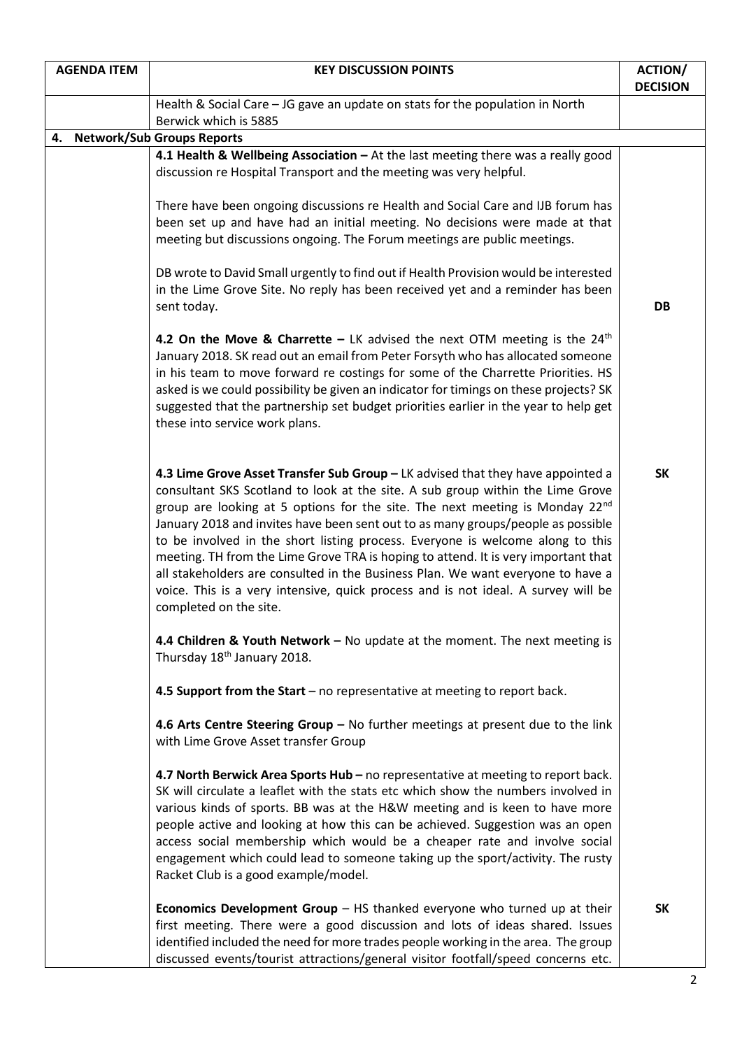| AGENDA ITEM | KEY DISCUSSION POINTS | ACTION/ DECISION |
|---|---|---|
| | Health & Social Care – JG gave an update on stats for the population in North Berwick which is 5885 | |
| **4. Network/Sub Groups Reports** | | |
| | **4.1 Health & Wellbeing Association –** At the last meeting there was a really good discussion re Hospital Transport and the meeting was very helpful.<br><br>There have been ongoing discussions re Health and Social Care and IJB forum has been set up and have had an initial meeting. No decisions were made at that meeting but discussions ongoing. The Forum meetings are public meetings.<br><br>DB wrote to David Small urgently to find out if Health Provision would be interested in the Lime Grove Site. No reply has been received yet and a reminder has been sent today. | **DB** |
| | **4.2 On the Move & Charrette –** LK advised the next OTM meeting is the 24th January 2018. SK read out an email from Peter Forsyth who has allocated someone in his team to move forward re costings for some of the Charrette Priorities. HS asked is we could possibility be given an indicator for timings on these projects? SK suggested that the partnership set budget priorities earlier in the year to help get these into service work plans. | |
| | **4.3 Lime Grove Asset Transfer Sub Group –** LK advised that they have appointed a consultant SKS Scotland to look at the site. A sub group within the Lime Grove group are looking at 5 options for the site. The next meeting is Monday 22nd January 2018 and invites have been sent out to as many groups/people as possible to be involved in the short listing process. Everyone is welcome along to this meeting. TH from the Lime Grove TRA is hoping to attend. It is very important that all stakeholders are consulted in the Business Plan. We want everyone to have a voice. This is a very intensive, quick process and is not ideal. A survey will be completed on the site.<br><br>**4.4 Children & Youth Network –** No update at the moment. The next meeting is Thursday 18th January 2018.<br><br>**4.5 Support from the Start** – no representative at meeting to report back.<br><br>**4.6 Arts Centre Steering Group –** No further meetings at present due to the link with Lime Grove Asset transfer Group<br><br>**4.7 North Berwick Area Sports Hub –** no representative at meeting to report back. SK will circulate a leaflet with the stats etc which show the numbers involved in various kinds of sports. BB was at the H&W meeting and is keen to have more people active and looking at how this can be achieved. Suggestion was an open access social membership which would be a cheaper rate and involve social engagement which could lead to someone taking up the sport/activity. The rusty Racket Club is a good example/model. | **SK** |
| | **Economics Development Group** – HS thanked everyone who turned up at their first meeting. There were a good discussion and lots of ideas shared. Issues identified included the need for more trades people working in the area. The group discussed events/tourist attractions/general visitor footfall/speed concerns etc. | **SK** |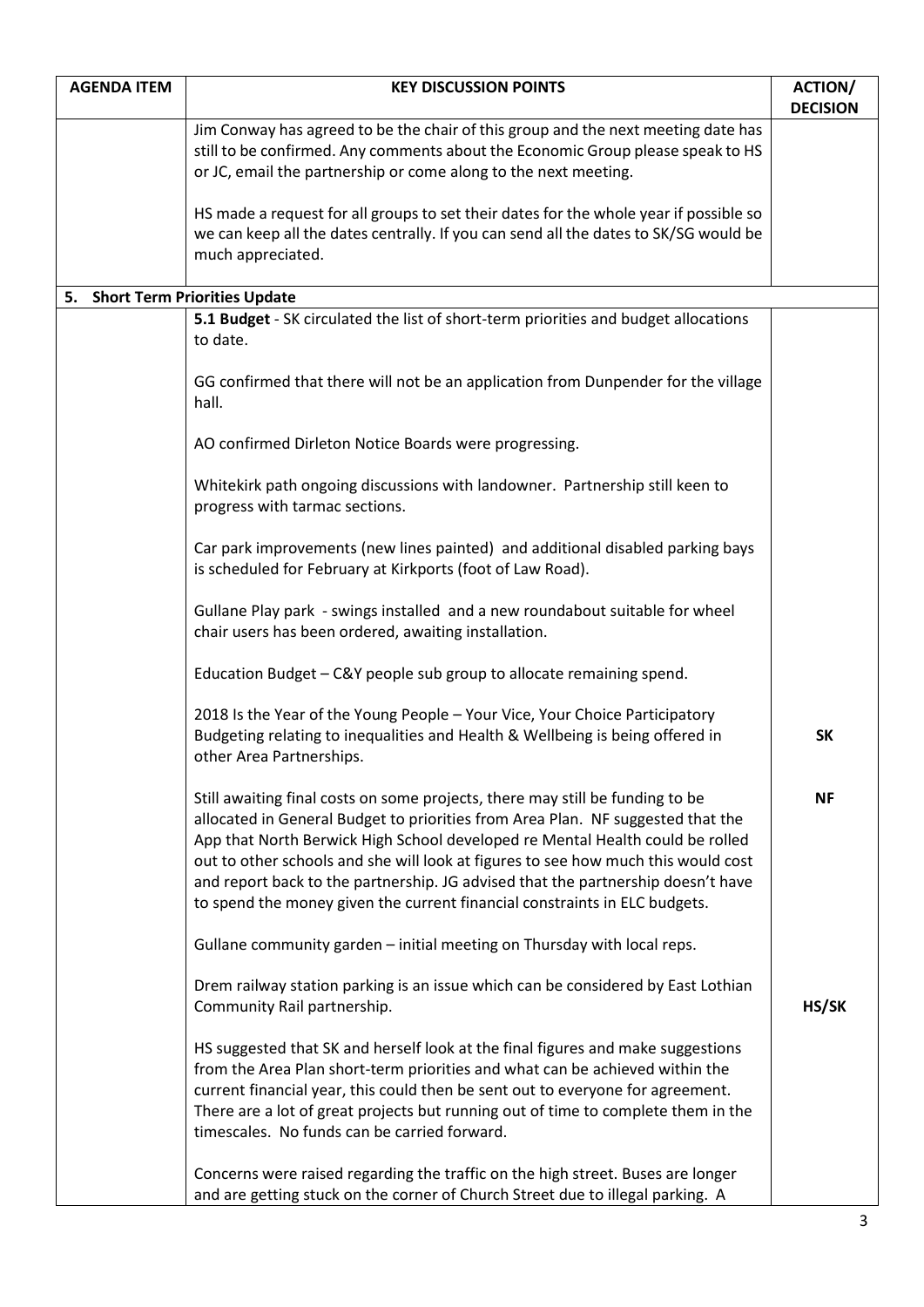| AGENDA ITEM | KEY DISCUSSION POINTS | ACTION/ DECISION |
|---|---|---|
| | Jim Conway has agreed to be the chair of this group and the next meeting date has still to be confirmed. Any comments about the Economic Group please speak to HS or JC, email the partnership or come along to the next meeting.<br><br>HS made a request for all groups to set their dates for the whole year if possible so we can keep all the dates centrally. If you can send all the dates to SK/SG would be much appreciated. | |
| **5. Short Term Priorities Update** | | |
| | **5.1 Budget** - SK circulated the list of short-term priorities and budget allocations to date.<br><br>GG confirmed that there will not be an application from Dunpender for the village hall.<br><br>AO confirmed Dirleton Notice Boards were progressing.<br><br>Whitekirk path ongoing discussions with landowner. Partnership still keen to progress with tarmac sections.<br><br>Car park improvements (new lines painted) and additional disabled parking bays is scheduled for February at Kirkports (foot of Law Road).<br><br>Gullane Play park - swings installed and a new roundabout suitable for wheel chair users has been ordered, awaiting installation.<br><br>Education Budget – C&Y people sub group to allocate remaining spend.<br><br>2018 Is the Year of the Young People – Your Vice, Your Choice Participatory Budgeting relating to inequalities and Health & Wellbeing is being offered in other Area Partnerships. | **SK** |
| | Still awaiting final costs on some projects, there may still be funding to be allocated in General Budget to priorities from Area Plan. NF suggested that the App that North Berwick High School developed re Mental Health could be rolled out to other schools and she will look at figures to see how much this would cost and report back to the partnership. JG advised that the partnership doesn't have to spend the money given the current financial constraints in ELC budgets.<br><br>Gullane community garden – initial meeting on Thursday with local reps. | **NF** |
| | Drem railway station parking is an issue which can be considered by East Lothian Community Rail partnership.<br><br>HS suggested that SK and herself look at the final figures and make suggestions from the Area Plan short-term priorities and what can be achieved within the current financial year, this could then be sent out to everyone for agreement. There are a lot of great projects but running out of time to complete them in the timescales. No funds can be carried forward.<br><br>Concerns were raised regarding the traffic on the high street. Buses are longer and are getting stuck on the corner of Church Street due to illegal parking. A | **HS/SK** |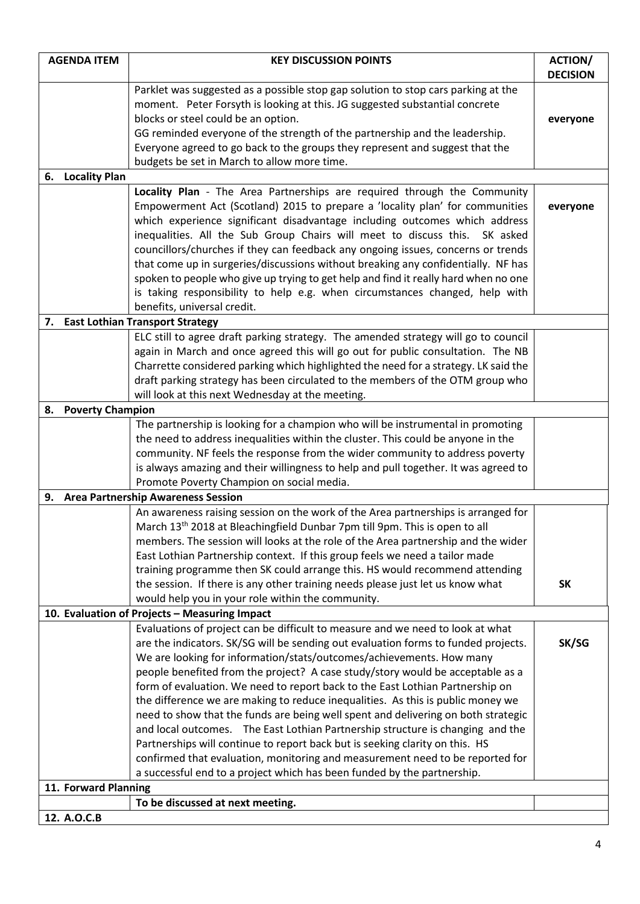| AGENDA ITEM | KEY DISCUSSION POINTS | ACTION/ DECISION |
|---|---|---|
| | Parklet was suggested as a possible stop gap solution to stop cars parking at the moment. Peter Forsyth is looking at this. JG suggested substantial concrete blocks or steel could be an option.<br>GG reminded everyone of the strength of the partnership and the leadership. Everyone agreed to go back to the groups they represent and suggest that the budgets be set in March to allow more time. | **everyone** |
| **6. Locality Plan** | | |
| | **Locality Plan** - The Area Partnerships are required through the Community Empowerment Act (Scotland) 2015 to prepare a 'locality plan' for communities which experience significant disadvantage including outcomes which address inequalities. All the Sub Group Chairs will meet to discuss this. SK asked councillors/churches if they can feedback any ongoing issues, concerns or trends that come up in surgeries/discussions without breaking any confidentially. NF has spoken to people who give up trying to get help and find it really hard when no one is taking responsibility to help e.g. when circumstances changed, help with benefits, universal credit. | **everyone** |
| **7. East Lothian Transport Strategy** | | |
| | ELC still to agree draft parking strategy. The amended strategy will go to council again in March and once agreed this will go out for public consultation. The NB Charrette considered parking which highlighted the need for a strategy. LK said the draft parking strategy has been circulated to the members of the OTM group who will look at this next Wednesday at the meeting. | |
| **8. Poverty Champion** | | |
| | The partnership is looking for a champion who will be instrumental in promoting the need to address inequalities within the cluster. This could be anyone in the community. NF feels the response from the wider community to address poverty is always amazing and their willingness to help and pull together. It was agreed to Promote Poverty Champion on social media. | |
| **9. Area Partnership Awareness Session** | | |
| | An awareness raising session on the work of the Area partnerships is arranged for March 13th 2018 at Bleachingfield Dunbar 7pm till 9pm. This is open to all members. The session will looks at the role of the Area partnership and the wider East Lothian Partnership context. If this group feels we need a tailor made training programme then SK could arrange this. HS would recommend attending the session. If there is any other training needs please just let us know what would help you in your role within the community. | **SK** |
| **10. Evaluation of Projects – Measuring Impact** | | |
| | Evaluations of project can be difficult to measure and we need to look at what are the indicators. SK/SG will be sending out evaluation forms to funded projects. We are looking for information/stats/outcomes/achievements. How many people benefited from the project? A case study/story would be acceptable as a form of evaluation. We need to report back to the East Lothian Partnership on the difference we are making to reduce inequalities. As this is public money we need to show that the funds are being well spent and delivering on both strategic and local outcomes. The East Lothian Partnership structure is changing and the Partnerships will continue to report back but is seeking clarity on this. HS confirmed that evaluation, monitoring and measurement need to be reported for a successful end to a project which has been funded by the partnership. | **SK/SG** |
| **11. Forward Planning** | | |
| | **To be discussed at next meeting.** | |
| **12. A.O.C.B** | | |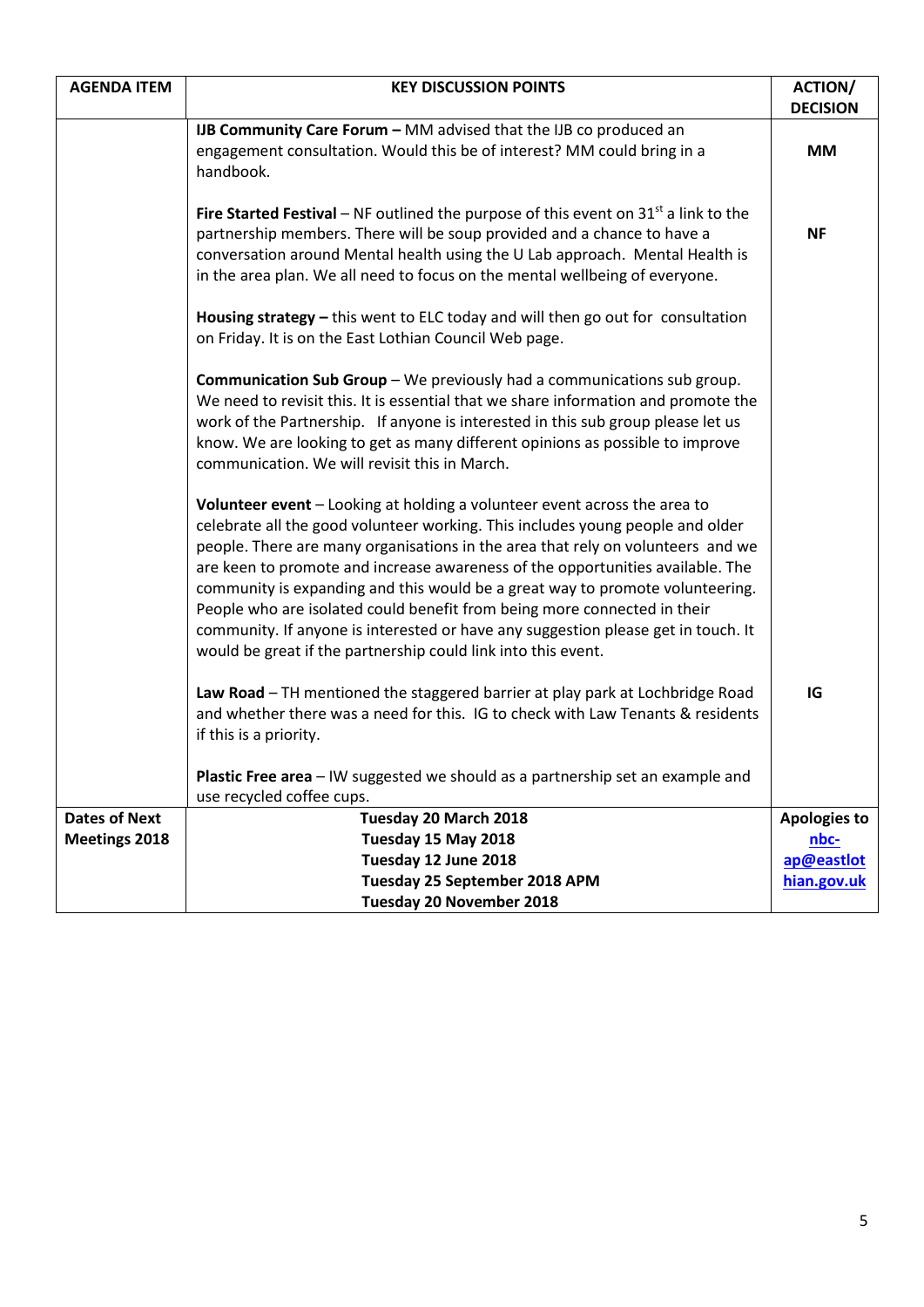| AGENDA ITEM | KEY DISCUSSION POINTS | ACTION/ DECISION |
|---|---|---|
| | **IJB Community Care Forum –** MM advised that the IJB co produced an engagement consultation. Would this be of interest? MM could bring in a handbook. | **MM** |
| | **Fire Started Festival** – NF outlined the purpose of this event on 31st a link to the partnership members. There will be soup provided and a chance to have a conversation around Mental health using the U Lab approach. Mental Health is in the area plan. We all need to focus on the mental wellbeing of everyone. | **NF** |
| | **Housing strategy –** this went to ELC today and will then go out for consultation on Friday. It is on the East Lothian Council Web page. | |
| | **Communication Sub Group** – We previously had a communications sub group. We need to revisit this. It is essential that we share information and promote the work of the Partnership. If anyone is interested in this sub group please let us know. We are looking to get as many different opinions as possible to improve communication. We will revisit this in March. | |
| | **Volunteer event** – Looking at holding a volunteer event across the area to celebrate all the good volunteer working. This includes young people and older people. There are many organisations in the area that rely on volunteers and we are keen to promote and increase awareness of the opportunities available. The community is expanding and this would be a great way to promote volunteering. People who are isolated could benefit from being more connected in their community. If anyone is interested or have any suggestion please get in touch. It would be great if the partnership could link into this event. | |
| | **Law Road** – TH mentioned the staggered barrier at play park at Lochbridge Road and whether there was a need for this. IG to check with Law Tenants & residents if this is a priority. | **IG** |
| | **Plastic Free area** – IW suggested we should as a partnership set an example and use recycled coffee cups. | |
| **Dates of Next Meetings 2018** | **Tuesday 20 March 2018**<br>**Tuesday 15 May 2018**<br>**Tuesday 12 June 2018**<br>**Tuesday 25 September 2018 APM**<br>**Tuesday 20 November 2018** | **Apologies to nbc-ap@eastlothian.gov.uk** |